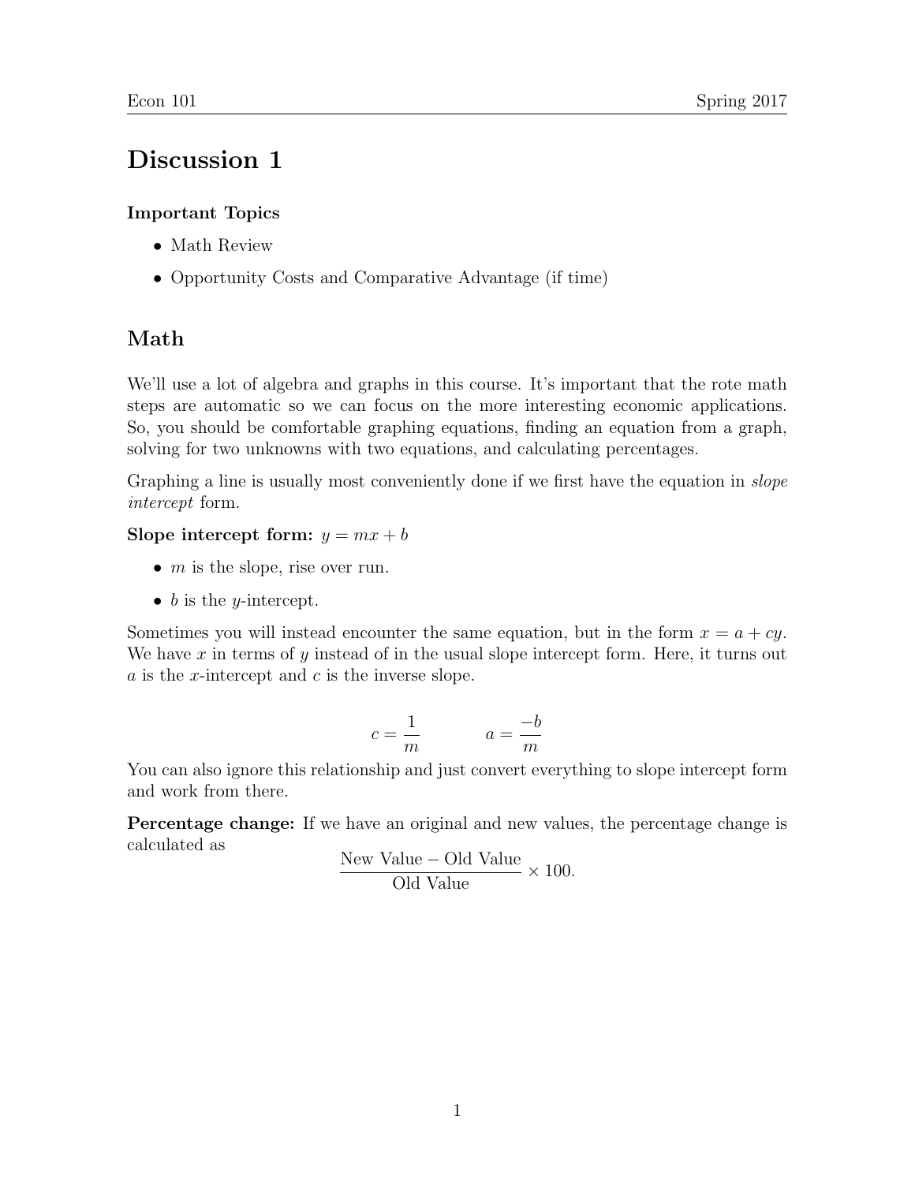# Discussion 1

**Important Topics**

- Math Review
- Opportunity Costs and Comparative Advantage (if time)

## Math

We'll use a lot of algebra and graphs in this course. It's important that the rote math steps are automatic so we can focus on the more interesting economic applications. So, you should be comfortable graphing equations, finding an equation from a graph, solving for two unknowns with two equations, and calculating percentages.

Graphing a line is usually most conveniently done if we first have the equation in *slope intercept* form.

**Slope intercept form:** $y = mx + b$

- $m$ is the slope, rise over run.
- $b$ is the $y$-intercept.

Sometimes you will instead encounter the same equation, but in the form $x = a + cy$. We have $x$ in terms of $y$ instead of in the usual slope intercept form. Here, it turns out $a$ is the $x$-intercept and $c$ is the inverse slope.

$$c = \frac{1}{m} \qquad\qquad a = \frac{-b}{m}$$

You can also ignore this relationship and just convert everything to slope intercept form and work from there.

**Percentage change:** If we have an original and new values, the percentage change is calculated as

$$\frac{\text{New Value} - \text{Old Value}}{\text{Old Value}} \times 100.$$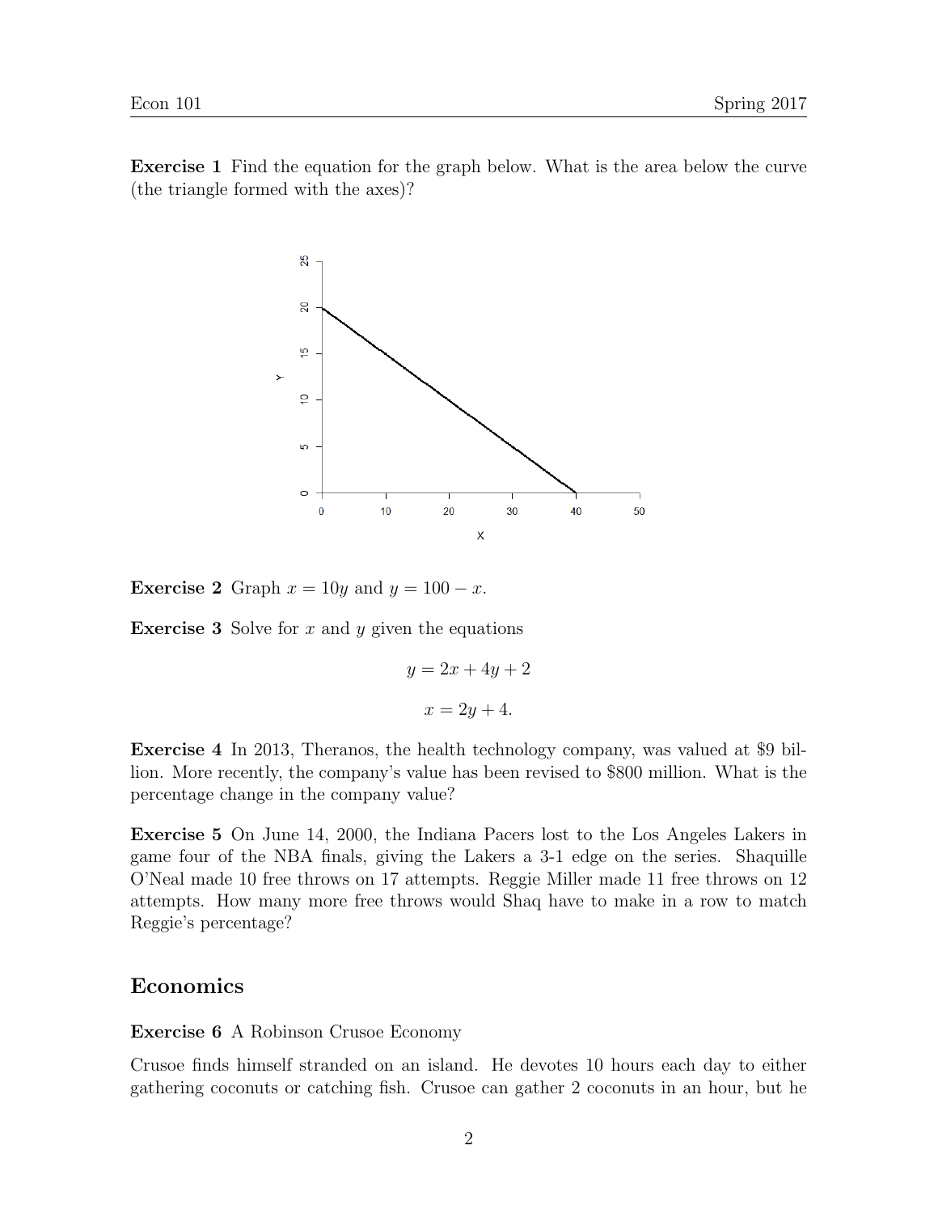**Exercise 1** Find the equation for the graph below. What is the area below the curve (the triangle formed with the axes)?

**Exercise 2** Graph $x = 10y$ and $y = 100 - x$.

**Exercise 3** Solve for $x$ and $y$ given the equations

$$y = 2x + 4y + 2$$

$$x = 2y + 4.$$

**Exercise 4** In 2013, Theranos, the health technology company, was valued at $9 billion. More recently, the company's value has been revised to $800 million. What is the percentage change in the company value?

**Exercise 5** On June 14, 2000, the Indiana Pacers lost to the Los Angeles Lakers in game four of the NBA finals, giving the Lakers a 3-1 edge on the series. Shaquille O'Neal made 10 free throws on 17 attempts. Reggie Miller made 11 free throws on 12 attempts. How many more free throws would Shaq have to make in a row to match Reggie's percentage?

## Economics

**Exercise 6** A Robinson Crusoe Economy

Crusoe finds himself stranded on an island. He devotes 10 hours each day to either gathering coconuts or catching fish. Crusoe can gather 2 coconuts in an hour, but he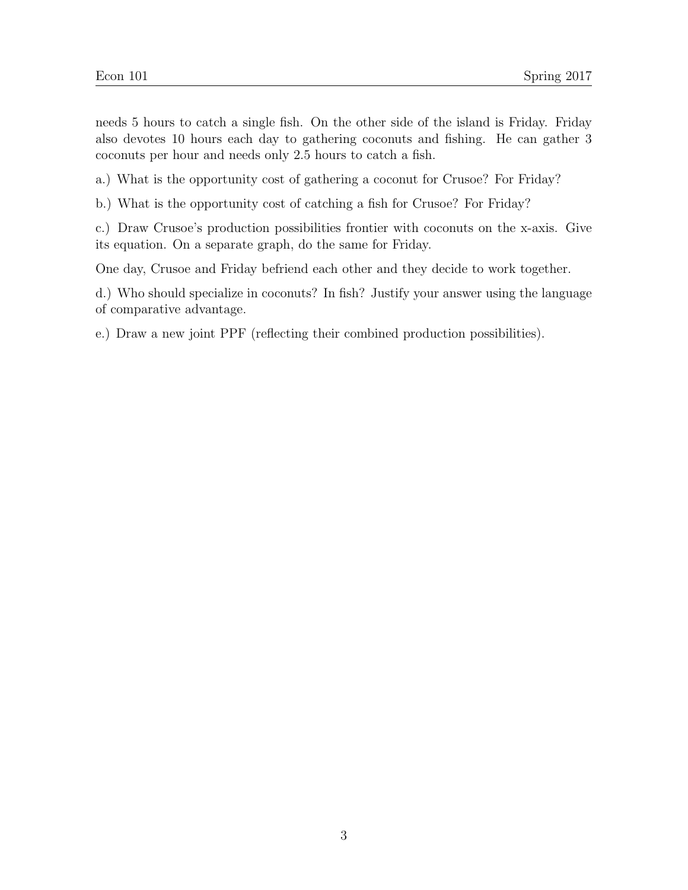needs 5 hours to catch a single fish. On the other side of the island is Friday. Friday also devotes 10 hours each day to gathering coconuts and fishing. He can gather 3 coconuts per hour and needs only 2.5 hours to catch a fish.

a.) What is the opportunity cost of gathering a coconut for Crusoe? For Friday?

b.) What is the opportunity cost of catching a fish for Crusoe? For Friday?

c.) Draw Crusoe's production possibilities frontier with coconuts on the x-axis. Give its equation. On a separate graph, do the same for Friday.

One day, Crusoe and Friday befriend each other and they decide to work together.

d.) Who should specialize in coconuts? In fish? Justify your answer using the language of comparative advantage.

e.) Draw a new joint PPF (reflecting their combined production possibilities).